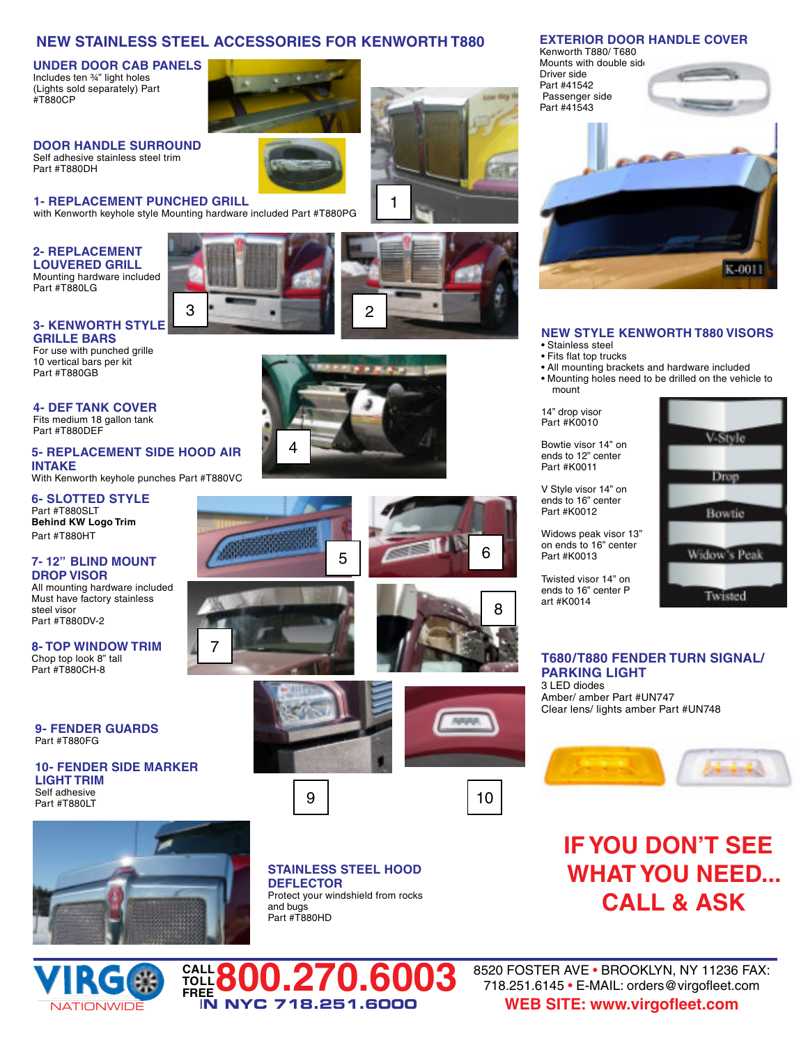# NEW STAINLESS STEEL ACCESSORIES FOR KENWORTH T880

## UNDER DOOR CAB PANELS
Includes ten ¾" light holes (Lights sold separately) Part #T880CP

## DOOR HANDLE SURROUND
Self adhesive stainless steel trim
Part #T880DH

## 1- REPLACEMENT PUNCHED GRILL
with Kenworth keyhole style Mounting hardware included Part #T880PG

## 2- REPLACEMENT LOUVERED GRILL
Mounting hardware included
Part #T880LG

## 3- KENWORTH STYLE GRILLE BARS
For use with punched grille
10 vertical bars per kit
Part #T880GB

## 4- DEF TANK COVER
Fits medium 18 gallon tank
Part #T880DEF

## 5- REPLACEMENT SIDE HOOD AIR INTAKE
With Kenworth keyhole punches Part #T880VC

## 6- SLOTTED STYLE
Part #T880SLT
**Behind KW Logo Trim**
Part #T880HT

## 7- 12" BLIND MOUNT DROP VISOR
All mounting hardware included
Must have factory stainless steel visor
Part #T880DV-2

## 8- TOP WINDOW TRIM
Chop top look 8" tall
Part #T880CH-8

## 9- FENDER GUARDS
Part #T880FG

## 10- FENDER SIDE MARKER LIGHT TRIM
Self adhesive
Part #T880LT

## STAINLESS STEEL HOOD DEFLECTOR
Protect your windshield from rocks and bugs
Part #T880HD

## EXTERIOR DOOR HANDLE COVER
Kenworth T880/ T680
Mounts with double side
Driver side
Part #41542
Passenger side
Part #41543

## NEW STYLE KENWORTH T880 VISORS
- Stainless steel
- Fits flat top trucks
- All mounting brackets and hardware included
- Mounting holes need to be drilled on the vehicle to mount

14" drop visor
Part #K0010

Bowtie visor 14" on ends to 12" center
Part #K0011

V Style visor 14" on ends to 16" center
Part #K0012

Widows peak visor 13" on ends to 16" center
Part #K0013

Twisted visor 14" on ends to 16" center Part #K0014

## T680/T880 FENDER TURN SIGNAL/ PARKING LIGHT
3 LED diodes
Amber/ amber Part #UN747
Clear lens/ lights amber Part #UN748

**IF YOU DON'T SEE WHAT YOU NEED... CALL & ASK**

VIRGO NATIONWIDE

CALL TOLL FREE 800.270.6003
IN NYC 718.251.6000

8520 FOSTER AVE • BROOKLYN, NY 11236 FAX: 718.251.6145 • E-MAIL: orders@virgofleet.com
WEB SITE: www.virgofleet.com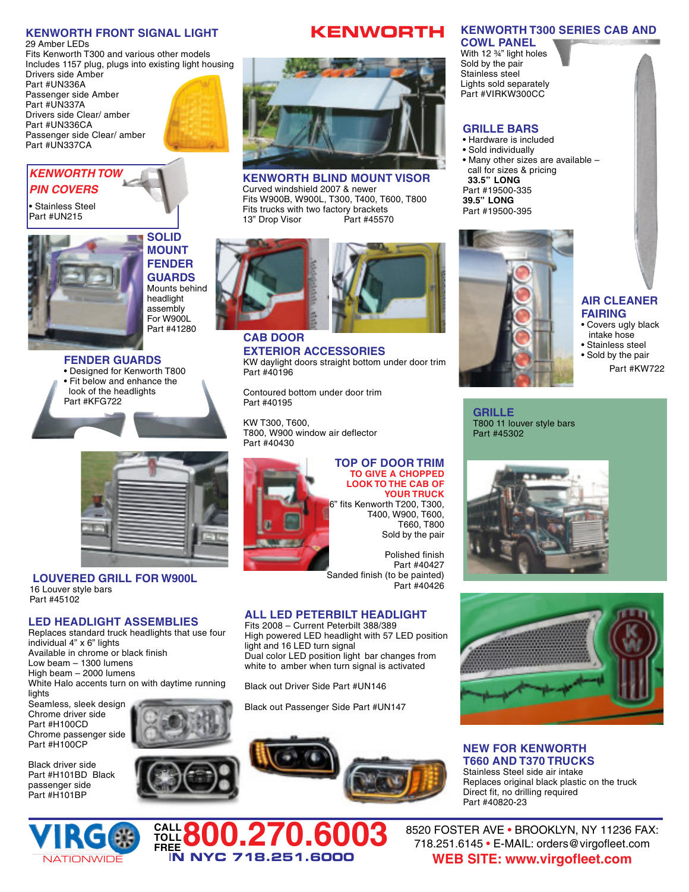# KENWORTH

## KENWORTH FRONT SIGNAL LIGHT

29 Amber LEDs
Fits Kenworth T300 and various other models
Includes 1157 plug, plugs into existing light housing
Drivers side Amber
Part #UN336A
Passenger side Amber
Part #UN337A
Drivers side Clear/ amber
Part #UN336CA
Passenger side Clear/ amber
Part #UN337CA

## *KENWORTH TOW PIN COVERS*

- Stainless Steel

Part #UN215

## SOLID MOUNT FENDER GUARDS

Mounts behind headlight assembly
For W900L
Part #41280

## FENDER GUARDS

- Designed for Kenworth T800
- Fit below and enhance the look of the headlights

Part #KFG722

## LOUVERED GRILL FOR W900L

16 Louver style bars
Part #45102

## LED HEADLIGHT ASSEMBLIES

Replaces standard truck headlights that use four individual 4" x 6" lights
Available in chrome or black finish
Low beam – 1300 lumens
High beam – 2000 lumens
White Halo accents turn on with daytime running lights
Seamless, sleek design
Chrome driver side
Part #H100CD
Chrome passenger side
Part #H100CP

Black driver side
Part #H101BD Black passenger side
Part #H101BP

## KENWORTH BLIND MOUNT VISOR

Curved windshield 2007 & newer
Fits W900B, W900L, T300, T400, T600, T800
Fits trucks with two factory brackets
13" Drop Visor Part #45570

## CAB DOOR EXTERIOR ACCESSORIES

KW daylight doors straight bottom under door trim
Part #40196

Contoured bottom under door trim
Part #40195

KW T300, T600, T800, W900 window air deflector
Part #40430

## TOP OF DOOR TRIM

**TO GIVE A CHOPPED LOOK TO THE CAB OF YOUR TRUCK**

6" fits Kenworth T200, T300, T400, W900, T600, T660, T800
Sold by the pair

Polished finish
Part #40427
Sanded finish (to be painted)
Part #40426

## ALL LED PETERBILT HEADLIGHT

Fits 2008 – Current Peterbilt 388/389
High powered LED headlight with 57 LED position light and 16 LED turn signal
Dual color LED position light bar changes from white to amber when turn signal is activated

Black out Driver Side Part #UN146

Black out Passenger Side Part #UN147

## KENWORTH T300 SERIES CAB AND COWL PANEL

With 12 ¾" light holes
Sold by the pair
Stainless steel
Lights sold separately
Part #VIRKW300CC

## GRILLE BARS

- Hardware is included
- Sold individually
- Many other sizes are available – call for sizes & pricing

**33.5" LONG**
Part #19500-335
**39.5" LONG**
Part #19500-395

## AIR CLEANER FAIRING

- Covers ugly black intake hose
- Stainless steel
- Sold by the pair

Part #KW722

## GRILLE

T800 11 louver style bars
Part #45302

## NEW FOR KENWORTH T660 AND T370 TRUCKS

Stainless Steel side air intake
Replaces original black plastic on the truck
Direct fit, no drilling required
Part #40820-23

VIRGO NATIONWIDE

CALL TOLL FREE **800.270.6003**
IN NYC 718.251.6000

8520 FOSTER AVE • BROOKLYN, NY 11236 FAX: 718.251.6145 • E-MAIL: orders@virgofleet.com
**WEB SITE: www.virgofleet.com**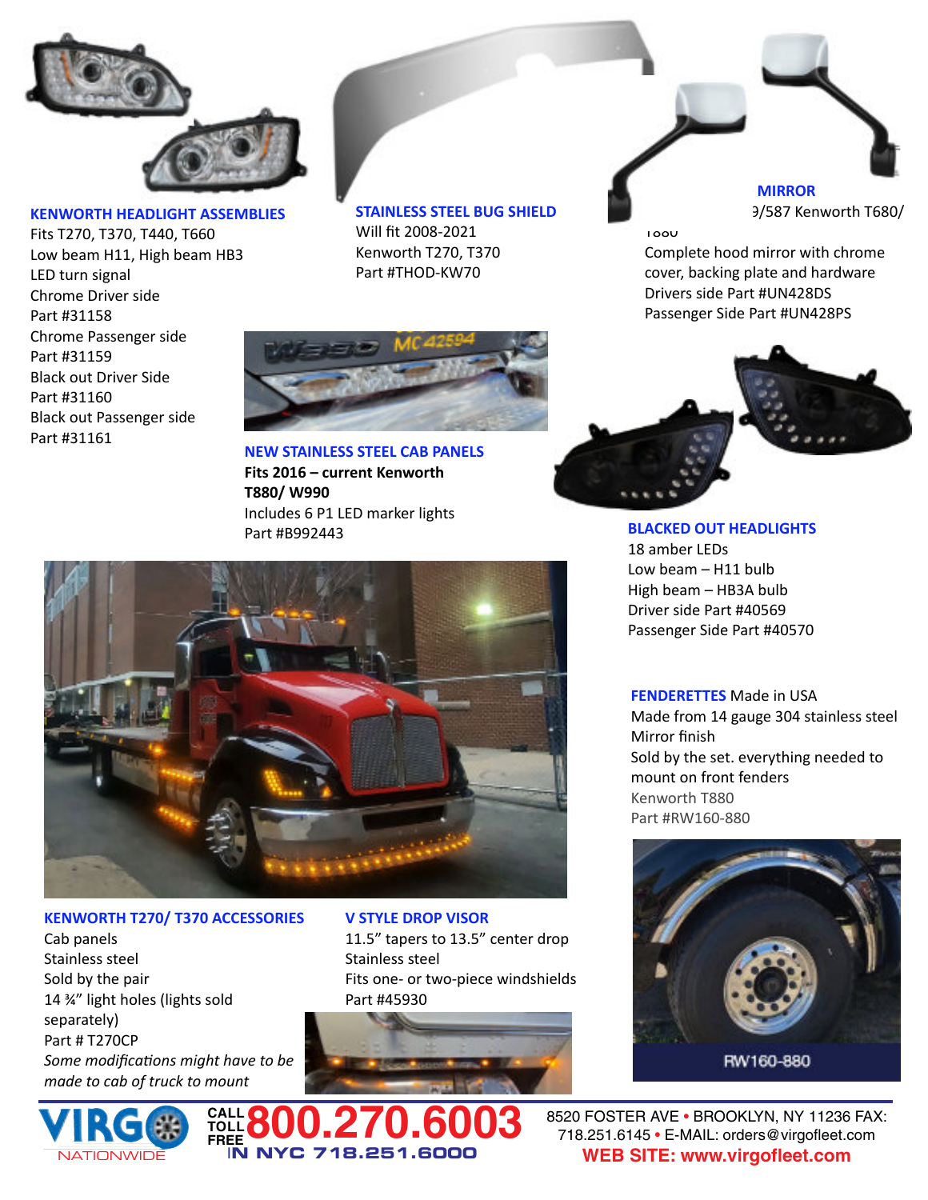### KENWORTH HEADLIGHT ASSEMBLIES

Fits T270, T370, T440, T660
Low beam H11, High beam HB3
LED turn signal
Chrome Driver side
Part #31158
Chrome Passenger side
Part #31159
Black out Driver Side
Part #31160
Black out Passenger side
Part #31161

### STAINLESS STEEL BUG SHIELD

Will fit 2008-2021
Kenworth T270, T370
Part #THOD-KW70

### MIRROR

9/587 Kenworth T680/
T880
Complete hood mirror with chrome cover, backing plate and hardware
Drivers side Part #UN428DS
Passenger Side Part #UN428PS

### NEW STAINLESS STEEL CAB PANELS

**Fits 2016 – current Kenworth T880/ W990**
Includes 6 P1 LED marker lights
Part #B992443

### BLACKED OUT HEADLIGHTS

18 amber LEDs
Low beam – H11 bulb
High beam – HB3A bulb
Driver side Part #40569
Passenger Side Part #40570

### FENDERETTES Made in USA

Made from 14 gauge 304 stainless steel
Mirror finish
Sold by the set. everything needed to mount on front fenders
Kenworth T880
Part #RW160-880

RW160-880

### KENWORTH T270/ T370 ACCESSORIES

Cab panels
Stainless steel
Sold by the pair
14 ¾" light holes (lights sold separately)
Part # T270CP
*Some modifications might have to be made to cab of truck to mount*

### V STYLE DROP VISOR

11.5" tapers to 13.5" center drop
Stainless steel
Fits one- or two-piece windshields
Part #45930

VIRGO NATIONWIDE

CALL TOLL FREE 800.270.6003
IN NYC 718.251.6000

8520 FOSTER AVE • BROOKLYN, NY 11236 FAX: 718.251.6145 • E-MAIL: orders@virgofleet.com
WEB SITE: www.virgofleet.com